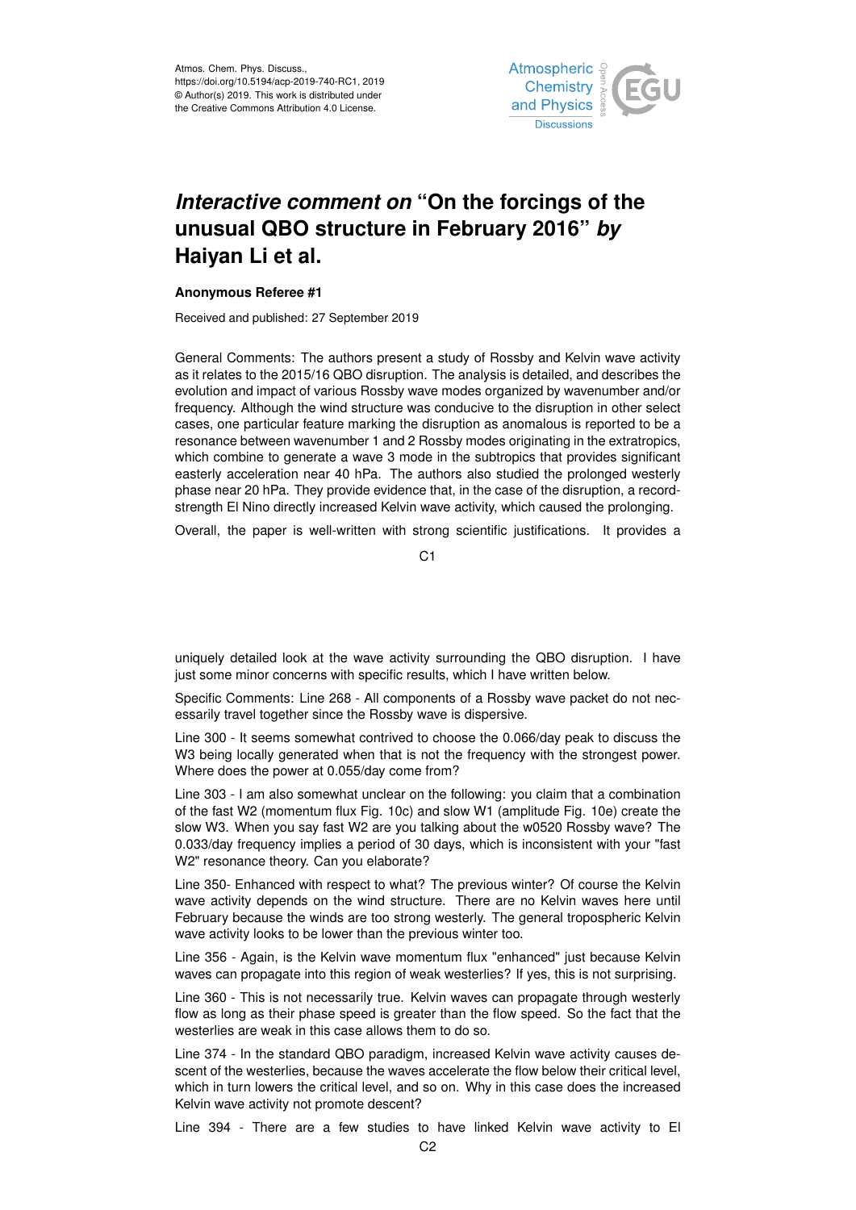Atmos. Chem. Phys. Discuss.,
https://doi.org/10.5194/acp-2019-740-RC1, 2019
© Author(s) 2019. This work is distributed under
the Creative Commons Attribution 4.0 License.

# *Interactive comment on* "On the forcings of the unusual QBO structure in February 2016" *by* Haiyan Li et al.

**Anonymous Referee #1**

Received and published: 27 September 2019

General Comments: The authors present a study of Rossby and Kelvin wave activity as it relates to the 2015/16 QBO disruption. The analysis is detailed, and describes the evolution and impact of various Rossby wave modes organized by wavenumber and/or frequency. Although the wind structure was conducive to the disruption in other select cases, one particular feature marking the disruption as anomalous is reported to be a resonance between wavenumber 1 and 2 Rossby modes originating in the extratropics, which combine to generate a wave 3 mode in the subtropics that provides significant easterly acceleration near 40 hPa. The authors also studied the prolonged westerly phase near 20 hPa. They provide evidence that, in the case of the disruption, a record-strength El Nino directly increased Kelvin wave activity, which caused the prolonging.

Overall, the paper is well-written with strong scientific justifications. It provides a uniquely detailed look at the wave activity surrounding the QBO disruption. I have just some minor concerns with specific results, which I have written below.

Specific Comments: Line 268 - All components of a Rossby wave packet do not necessarily travel together since the Rossby wave is dispersive.

Line 300 - It seems somewhat contrived to choose the 0.066/day peak to discuss the W3 being locally generated when that is not the frequency with the strongest power. Where does the power at 0.055/day come from?

Line 303 - I am also somewhat unclear on the following: you claim that a combination of the fast W2 (momentum flux Fig. 10c) and slow W1 (amplitude Fig. 10e) create the slow W3. When you say fast W2 are you talking about the w0520 Rossby wave? The 0.033/day frequency implies a period of 30 days, which is inconsistent with your "fast W2" resonance theory. Can you elaborate?

Line 350- Enhanced with respect to what? The previous winter? Of course the Kelvin wave activity depends on the wind structure. There are no Kelvin waves here until February because the winds are too strong westerly. The general tropospheric Kelvin wave activity looks to be lower than the previous winter too.

Line 356 - Again, is the Kelvin wave momentum flux "enhanced" just because Kelvin waves can propagate into this region of weak westerlies? If yes, this is not surprising.

Line 360 - This is not necessarily true. Kelvin waves can propagate through westerly flow as long as their phase speed is greater than the flow speed. So the fact that the westerlies are weak in this case allows them to do so.

Line 374 - In the standard QBO paradigm, increased Kelvin wave activity causes descent of the westerlies, because the waves accelerate the flow below their critical level, which in turn lowers the critical level, and so on. Why in this case does the increased Kelvin wave activity not promote descent?

Line 394 - There are a few studies to have linked Kelvin wave activity to El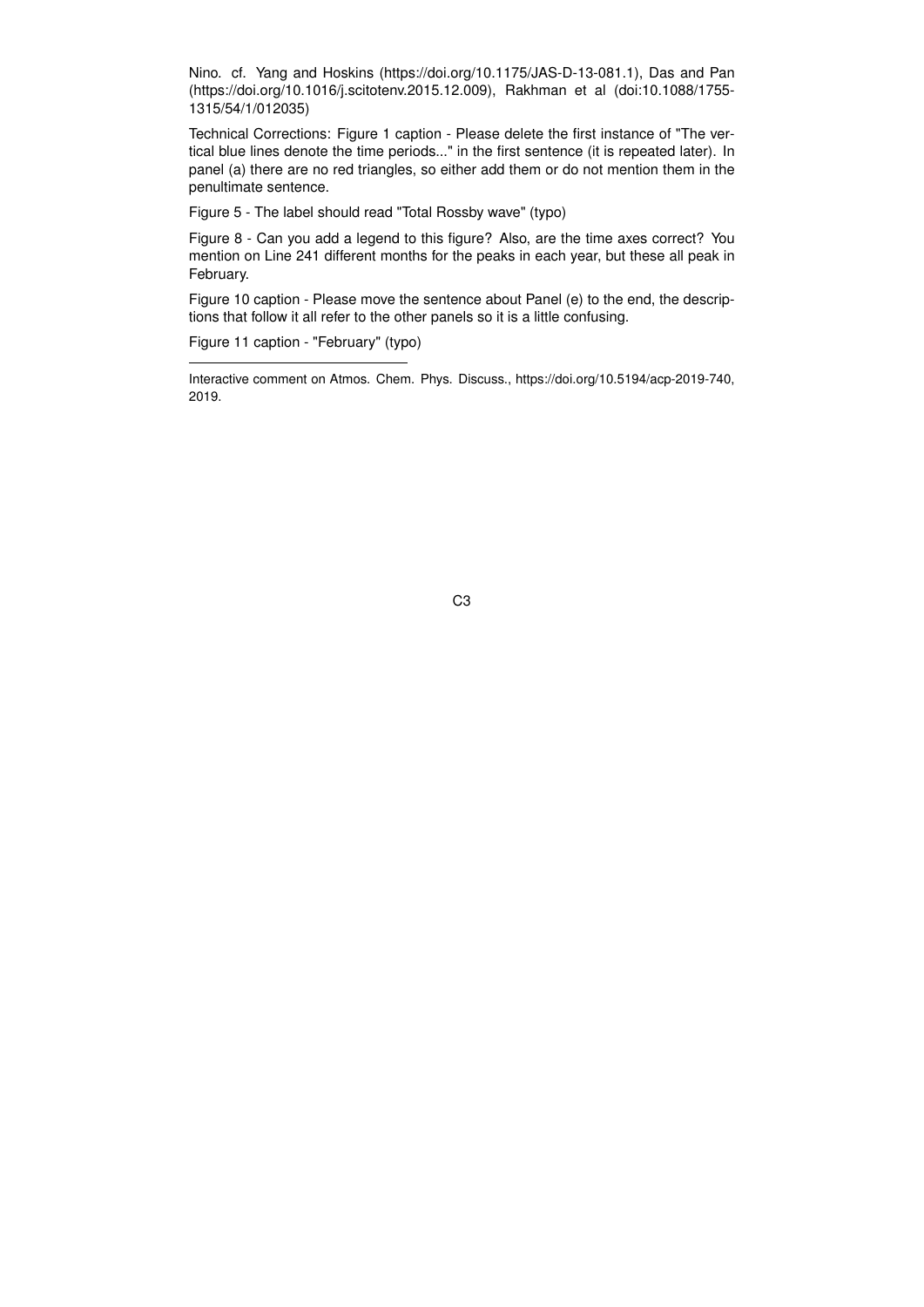Nino. cf. Yang and Hoskins (https://doi.org/10.1175/JAS-D-13-081.1), Das and Pan (https://doi.org/10.1016/j.scitotenv.2015.12.009), Rakhman et al (doi:10.1088/1755-1315/54/1/012035)

Technical Corrections: Figure 1 caption - Please delete the first instance of "The vertical blue lines denote the time periods..." in the first sentence (it is repeated later). In panel (a) there are no red triangles, so either add them or do not mention them in the penultimate sentence.

Figure 5 - The label should read "Total Rossby wave" (typo)

Figure 8 - Can you add a legend to this figure? Also, are the time axes correct? You mention on Line 241 different months for the peaks in each year, but these all peak in February.

Figure 10 caption - Please move the sentence about Panel (e) to the end, the descriptions that follow it all refer to the other panels so it is a little confusing.

Figure 11 caption - "February" (typo)

---

Interactive comment on Atmos. Chem. Phys. Discuss., https://doi.org/10.5194/acp-2019-740, 2019.